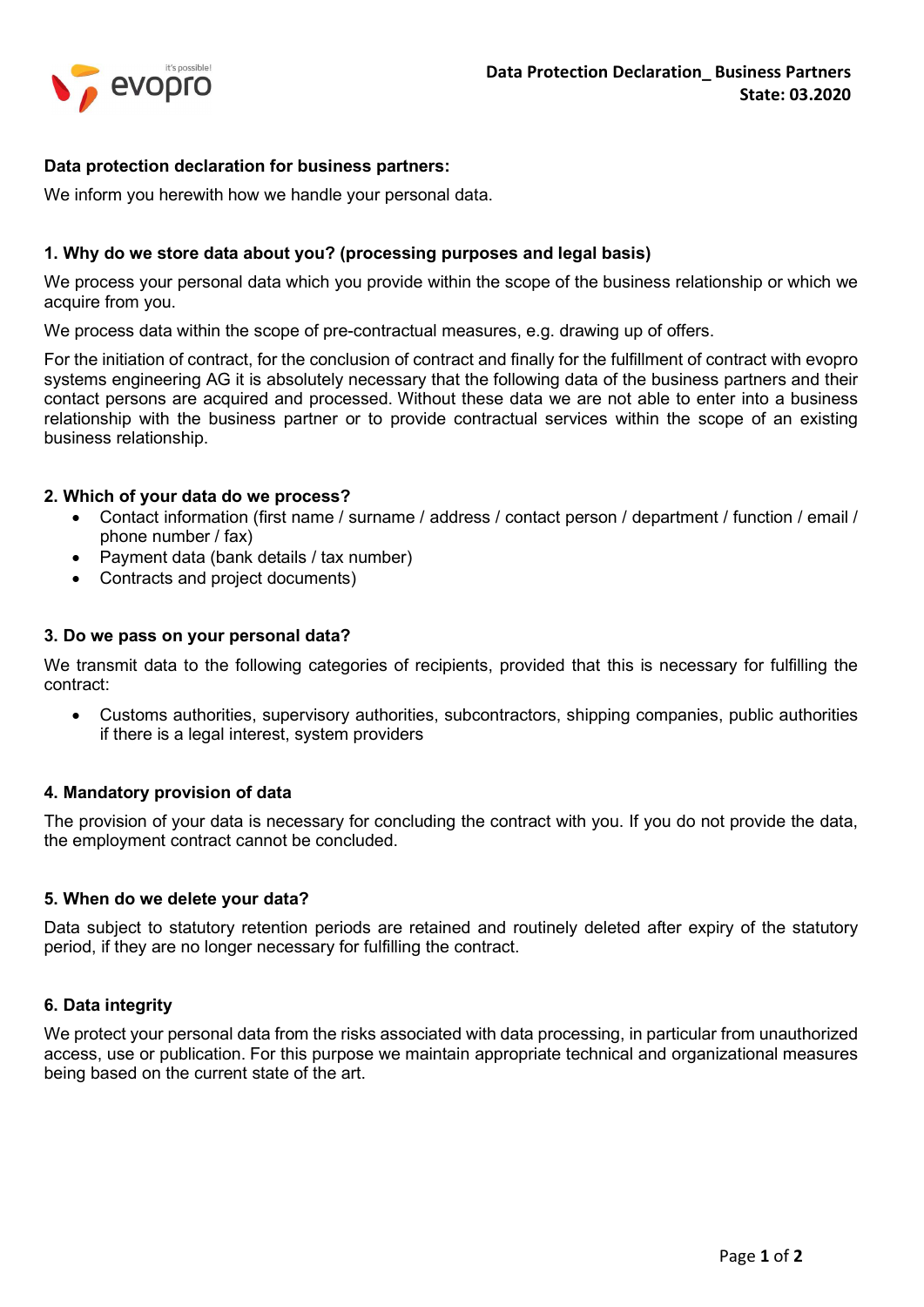**Data Protection Declaration_ Business Partners**
**State: 03.2020**

**Data protection declaration for business partners:**

We inform you herewith how we handle your personal data.

### 1. Why do we store data about you? (processing purposes and legal basis)

We process your personal data which you provide within the scope of the business relationship or which we acquire from you.

We process data within the scope of pre-contractual measures, e.g. drawing up of offers.

For the initiation of contract, for the conclusion of contract and finally for the fulfillment of contract with evopro systems engineering AG it is absolutely necessary that the following data of the business partners and their contact persons are acquired and processed. Without these data we are not able to enter into a business relationship with the business partner or to provide contractual services within the scope of an existing business relationship.

### 2. Which of your data do we process?

- Contact information (first name / surname / address / contact person / department / function / email / phone number / fax)
- Payment data (bank details / tax number)
- Contracts and project documents)

### 3. Do we pass on your personal data?

We transmit data to the following categories of recipients, provided that this is necessary for fulfilling the contract:

- Customs authorities, supervisory authorities, subcontractors, shipping companies, public authorities if there is a legal interest, system providers

### 4. Mandatory provision of data

The provision of your data is necessary for concluding the contract with you. If you do not provide the data, the employment contract cannot be concluded.

### 5. When do we delete your data?

Data subject to statutory retention periods are retained and routinely deleted after expiry of the statutory period, if they are no longer necessary for fulfilling the contract.

### 6. Data integrity

We protect your personal data from the risks associated with data processing, in particular from unauthorized access, use or publication. For this purpose we maintain appropriate technical and organizational measures being based on the current state of the art.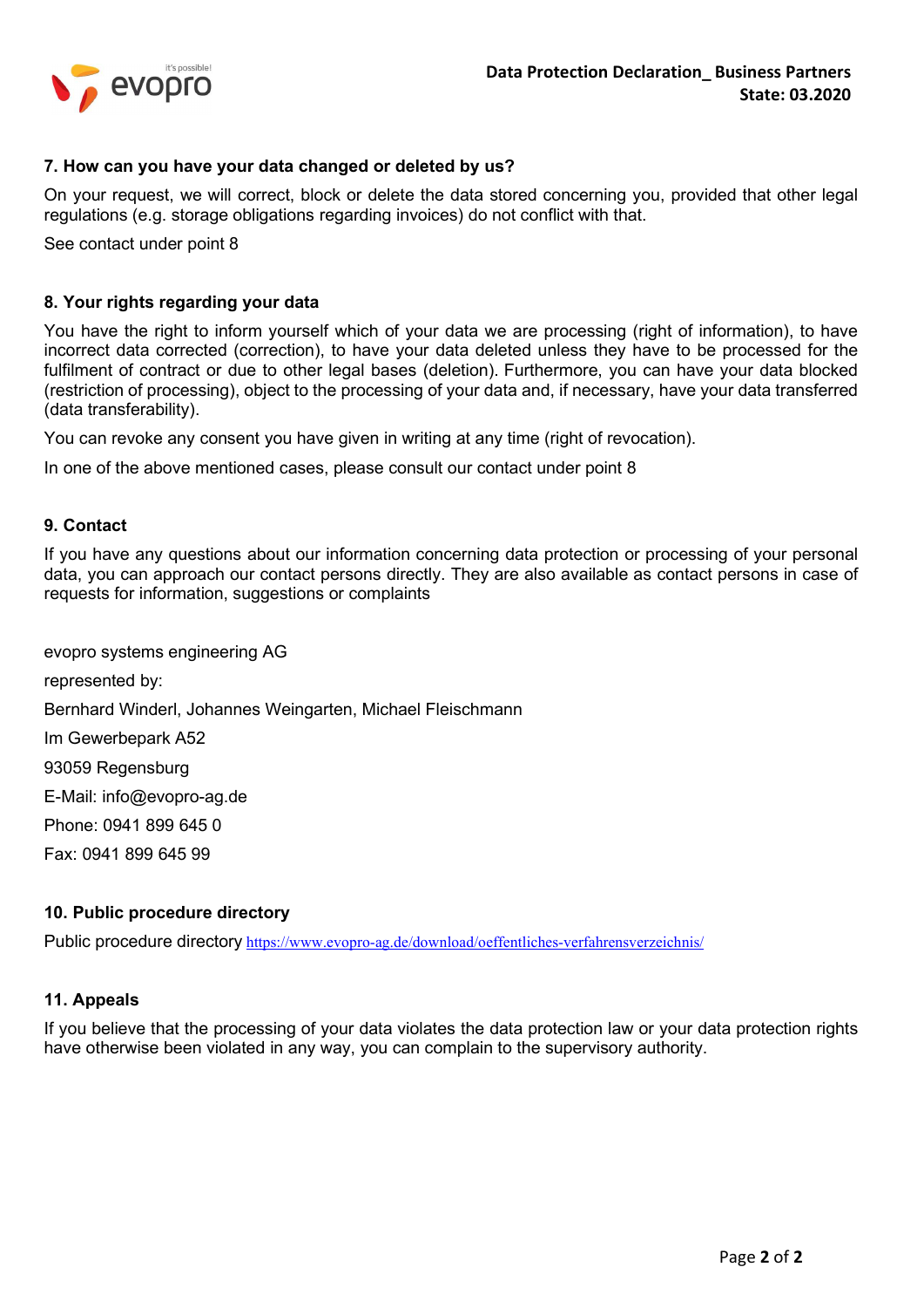### 7. How can you have your data changed or deleted by us?

On your request, we will correct, block or delete the data stored concerning you, provided that other legal regulations (e.g. storage obligations regarding invoices) do not conflict with that.

See contact under point 8

### 8. Your rights regarding your data

You have the right to inform yourself which of your data we are processing (right of information), to have incorrect data corrected (correction), to have your data deleted unless they have to be processed for the fulfilment of contract or due to other legal bases (deletion). Furthermore, you can have your data blocked (restriction of processing), object to the processing of your data and, if necessary, have your data transferred (data transferability).

You can revoke any consent you have given in writing at any time (right of revocation).

In one of the above mentioned cases, please consult our contact under point 8

### 9. Contact

If you have any questions about our information concerning data protection or processing of your personal data, you can approach our contact persons directly. They are also available as contact persons in case of requests for information, suggestions or complaints

evopro systems engineering AG

represented by:

Bernhard Winderl, Johannes Weingarten, Michael Fleischmann

Im Gewerbepark A52

93059 Regensburg

E-Mail: info@evopro-ag.de

Phone: 0941 899 645 0

Fax: 0941 899 645 99

### 10. Public procedure directory

Public procedure directory https://www.evopro-ag.de/download/oeffentliches-verfahrensverzeichnis/

### 11. Appeals

If you believe that the processing of your data violates the data protection law or your data protection rights have otherwise been violated in any way, you can complain to the supervisory authority.